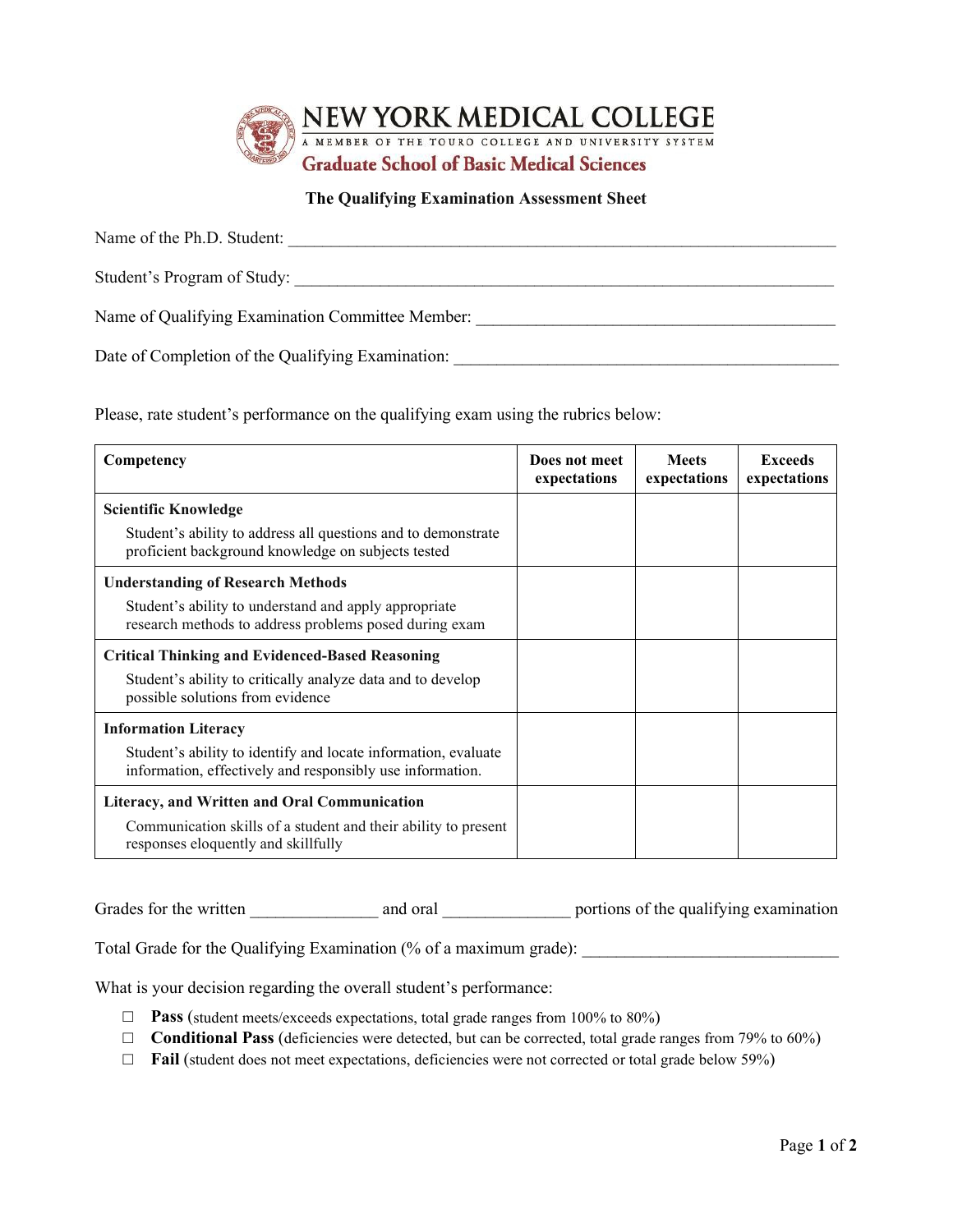# NEW YORK MEDICAL COLLEGE

A MEMBER OF THE TOURO COLLEGE AND UNIVERSITY SYSTEM

## Graduate School of Basic Medical Sciences

### The Qualifying Examination Assessment Sheet

Name of the Ph.D. Student: ______________________________________________

Student's Program of Study: ______________________________________________

Name of Qualifying Examination Committee Member: ______________________________

Date of Completion of the Qualifying Examination: ________________________________

Please, rate student's performance on the qualifying exam using the rubrics below:

| Competency | Does not meet expectations | Meets expectations | Exceeds expectations |
|---|---|---|---|
| **Scientific Knowledge**<br>Student's ability to address all questions and to demonstrate proficient background knowledge on subjects tested | | | |
| **Understanding of Research Methods**<br>Student's ability to understand and apply appropriate research methods to address problems posed during exam | | | |
| **Critical Thinking and Evidenced-Based Reasoning**<br>Student's ability to critically analyze data and to develop possible solutions from evidence | | | |
| **Information Literacy**<br>Student's ability to identify and locate information, evaluate information, effectively and responsibly use information. | | | |
| **Literacy, and Written and Oral Communication**<br>Communication skills of a student and their ability to present responses eloquently and skillfully | | | |

Grades for the written ______________ and oral ______________ portions of the qualifying examination

Total Grade for the Qualifying Examination (% of a maximum grade): ____________________________

What is your decision regarding the overall student's performance:

- ☐ **Pass** (student meets/exceeds expectations, total grade ranges from 100% to 80%)
- ☐ **Conditional Pass** (deficiencies were detected, but can be corrected, total grade ranges from 79% to 60%)
- ☐ **Fail** (student does not meet expectations, deficiencies were not corrected or total grade below 59%)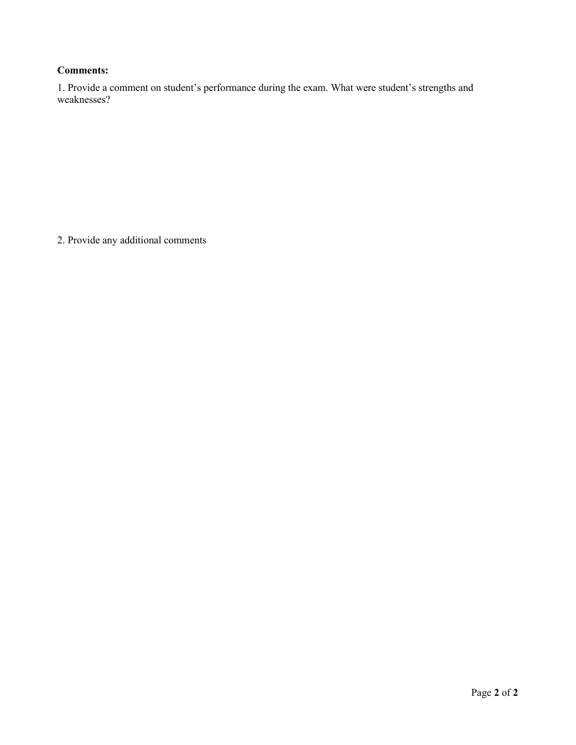**Comments:**

1. Provide a comment on student's performance during the exam. What were student's strengths and weaknesses?

2. Provide any additional comments